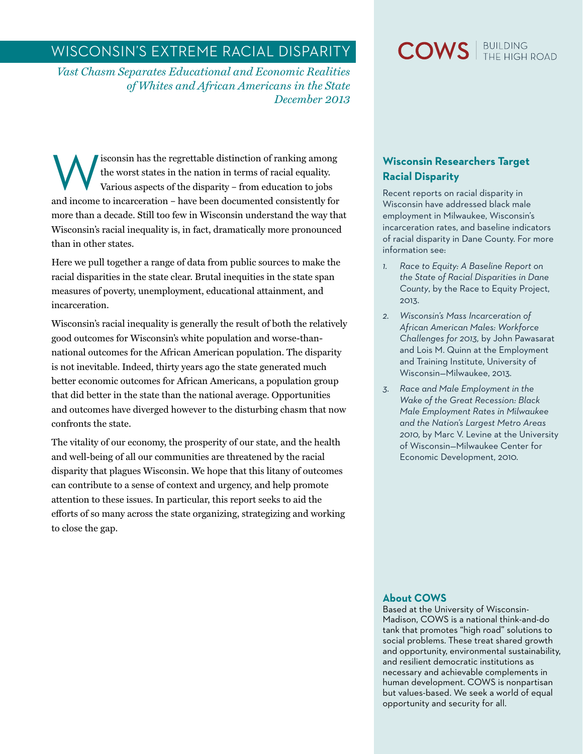# WISCONSIN'S EXTREME RACIAL DISPARITY

*Vast Chasm Separates Educational and Economic Realities of Whites and African Americans in the State*
*December 2013*

COWS | BUILDING THE HIGH ROAD

Wisconsin has the regrettable distinction of ranking among the worst states in the nation in terms of racial equality. Various aspects of the disparity – from education to jobs and income to incarceration – have been documented consistently for more than a decade. Still too few in Wisconsin understand the way that Wisconsin's racial inequality is, in fact, dramatically more pronounced than in other states.

Here we pull together a range of data from public sources to make the racial disparities in the state clear. Brutal inequities in the state span measures of poverty, unemployment, educational attainment, and incarceration.

Wisconsin's racial inequality is generally the result of both the relatively good outcomes for Wisconsin's white population and worse-than-national outcomes for the African American population. The disparity is not inevitable. Indeed, thirty years ago the state generated much better economic outcomes for African Americans, a population group that did better in the state than the national average. Opportunities and outcomes have diverged however to the disturbing chasm that now confronts the state.

The vitality of our economy, the prosperity of our state, and the health and well-being of all our communities are threatened by the racial disparity that plagues Wisconsin. We hope that this litany of outcomes can contribute to a sense of context and urgency, and help promote attention to these issues. In particular, this report seeks to aid the efforts of so many across the state organizing, strategizing and working to close the gap.

### Wisconsin Researchers Target Racial Disparity

Recent reports on racial disparity in Wisconsin have addressed black male employment in Milwaukee, Wisconsin's incarceration rates, and baseline indicators of racial disparity in Dane County. For more information see:

1. *Race to Equity: A Baseline Report on the State of Racial Disparities in Dane County*, by the Race to Equity Project, 2013.
2. *Wisconsin's Mass Incarceration of African American Males: Workforce Challenges for 2013*, by John Pawasarat and Lois M. Quinn at the Employment and Training Institute, University of Wisconsin—Milwaukee, 2013.
3. *Race and Male Employment in the Wake of the Great Recession: Black Male Employment Rates in Milwaukee and the Nation's Largest Metro Areas 2010*, by Marc V. Levine at the University of Wisconsin—Milwaukee Center for Economic Development, 2010.

### About COWS

Based at the University of Wisconsin-Madison, COWS is a national think-and-do tank that promotes "high road" solutions to social problems. These treat shared growth and opportunity, environmental sustainability, and resilient democratic institutions as necessary and achievable complements in human development. COWS is nonpartisan but values-based. We seek a world of equal opportunity and security for all.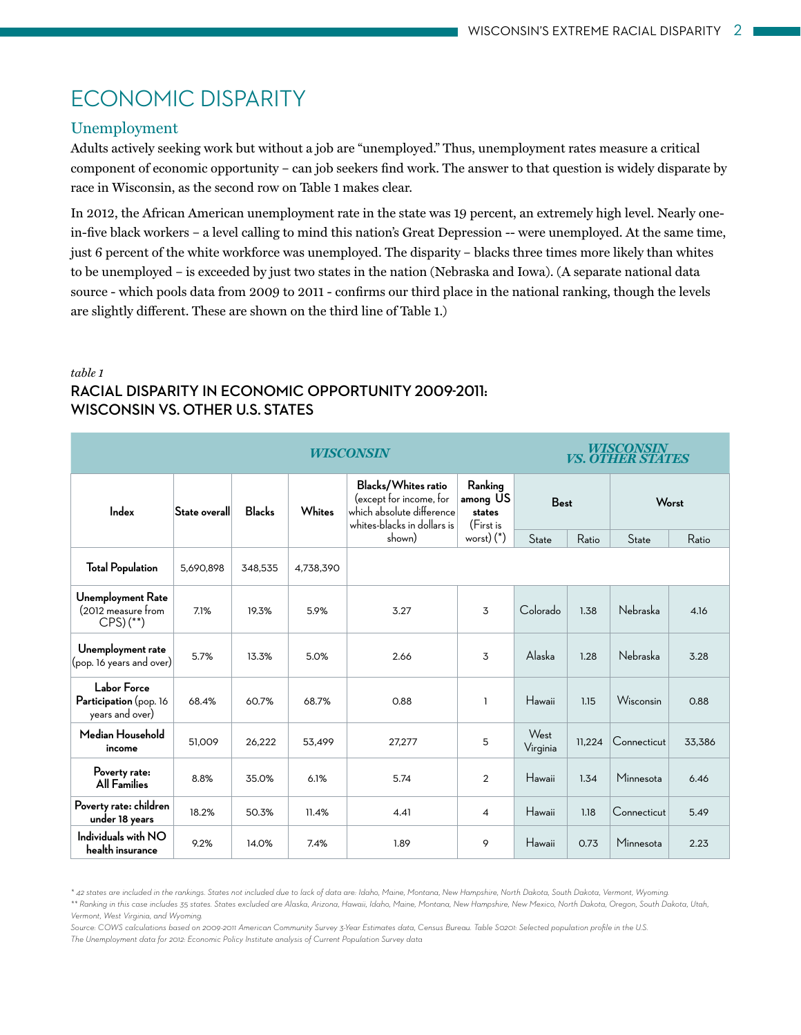# ECONOMIC DISPARITY

## Unemployment

Adults actively seeking work but without a job are "unemployed." Thus, unemployment rates measure a critical component of economic opportunity – can job seekers find work. The answer to that question is widely disparate by race in Wisconsin, as the second row on Table 1 makes clear.

In 2012, the African American unemployment rate in the state was 19 percent, an extremely high level. Nearly one-in-five black workers – a level calling to mind this nation's Great Depression -- were unemployed. At the same time, just 6 percent of the white workforce was unemployed. The disparity – blacks three times more likely than whites to be unemployed – is exceeded by just two states in the nation (Nebraska and Iowa). (A separate national data source - which pools data from 2009 to 2011 - confirms our third place in the national ranking, though the levels are slightly different. These are shown on the third line of Table 1.)

*table 1*

**RACIAL DISPARITY IN ECONOMIC OPPORTUNITY 2009-2011: WISCONSIN VS. OTHER U.S. STATES**

| *WISCONSIN* | | | | | | *WISCONSIN VS. OTHER STATES* | | | |
|---|---|---|---|---|---|---|---|---|---|
| Index | State overall | Blacks | Whites | Blacks/Whites ratio (except for income, for which absolute difference whites-blacks in dollars is shown) | Ranking among US states (First is worst) (*) | Best | | Worst | |
| | | | | | | State | Ratio | State | Ratio |
| Total Population | 5,690,898 | 348,535 | 4,738,390 | | | | | | |
| Unemployment Rate (2012 measure from CPS) (**) | 7.1% | 19.3% | 5.9% | 3.27 | 3 | Colorado | 1.38 | Nebraska | 4.16 |
| Unemployment rate (pop. 16 years and over) | 5.7% | 13.3% | 5.0% | 2.66 | 3 | Alaska | 1.28 | Nebraska | 3.28 |
| Labor Force Participation (pop. 16 years and over) | 68.4% | 60.7% | 68.7% | 0.88 | 1 | Hawaii | 1.15 | Wisconsin | 0.88 |
| Median Household income | 51,009 | 26,222 | 53,499 | 27,277 | 5 | West Virginia | 11,224 | Connecticut | 33,386 |
| Poverty rate: All Families | 8.8% | 35.0% | 6.1% | 5.74 | 2 | Hawaii | 1.34 | Minnesota | 6.46 |
| Poverty rate: children under 18 years | 18.2% | 50.3% | 11.4% | 4.41 | 4 | Hawaii | 1.18 | Connecticut | 5.49 |
| Individuals with NO health insurance | 9.2% | 14.0% | 7.4% | 1.89 | 9 | Hawaii | 0.73 | Minnesota | 2.23 |

*\* 42 states are included in the rankings. States not included due to lack of data are: Idaho, Maine, Montana, New Hampshire, North Dakota, South Dakota, Vermont, Wyoming.*

*\*\* Ranking in this case includes 35 states. States excluded are Alaska, Arizona, Hawaii, Idaho, Maine, Montana, New Hampshire, New Mexico, North Dakota, Oregon, South Dakota, Utah, Vermont, West Virginia, and Wyoming.*

*Source: COWS calculations based on 2009-2011 American Community Survey 3-Year Estimates data, Census Bureau. Table S0201: Selected population profile in the U.S.*

*The Unemployment data for 2012: Economic Policy Institute analysis of Current Population Survey data*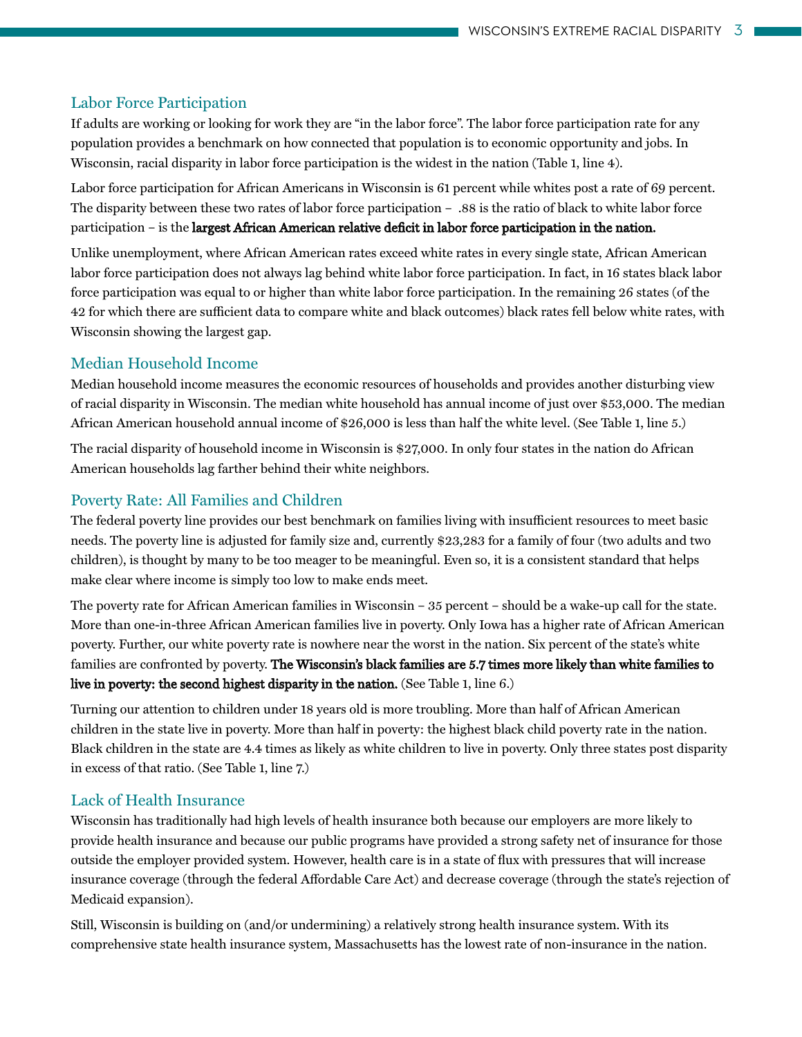## Labor Force Participation

If adults are working or looking for work they are "in the labor force". The labor force participation rate for any population provides a benchmark on how connected that population is to economic opportunity and jobs. In Wisconsin, racial disparity in labor force participation is the widest in the nation (Table 1, line 4).

Labor force participation for African Americans in Wisconsin is 61 percent while whites post a rate of 69 percent. The disparity between these two rates of labor force participation – .88 is the ratio of black to white labor force participation – is the **largest African American relative deficit in labor force participation in the nation.**

Unlike unemployment, where African American rates exceed white rates in every single state, African American labor force participation does not always lag behind white labor force participation. In fact, in 16 states black labor force participation was equal to or higher than white labor force participation. In the remaining 26 states (of the 42 for which there are sufficient data to compare white and black outcomes) black rates fell below white rates, with Wisconsin showing the largest gap.

## Median Household Income

Median household income measures the economic resources of households and provides another disturbing view of racial disparity in Wisconsin. The median white household has annual income of just over $53,000. The median African American household annual income of $26,000 is less than half the white level. (See Table 1, line 5.)

The racial disparity of household income in Wisconsin is $27,000. In only four states in the nation do African American households lag farther behind their white neighbors.

## Poverty Rate: All Families and Children

The federal poverty line provides our best benchmark on families living with insufficient resources to meet basic needs. The poverty line is adjusted for family size and, currently $23,283 for a family of four (two adults and two children), is thought by many to be too meager to be meaningful. Even so, it is a consistent standard that helps make clear where income is simply too low to make ends meet.

The poverty rate for African American families in Wisconsin – 35 percent – should be a wake-up call for the state. More than one-in-three African American families live in poverty. Only Iowa has a higher rate of African American poverty. Further, our white poverty rate is nowhere near the worst in the nation. Six percent of the state's white families are confronted by poverty. **The Wisconsin's black families are 5.7 times more likely than white families to live in poverty: the second highest disparity in the nation.** (See Table 1, line 6.)

Turning our attention to children under 18 years old is more troubling. More than half of African American children in the state live in poverty. More than half in poverty: the highest black child poverty rate in the nation. Black children in the state are 4.4 times as likely as white children to live in poverty. Only three states post disparity in excess of that ratio. (See Table 1, line 7.)

## Lack of Health Insurance

Wisconsin has traditionally had high levels of health insurance both because our employers are more likely to provide health insurance and because our public programs have provided a strong safety net of insurance for those outside the employer provided system. However, health care is in a state of flux with pressures that will increase insurance coverage (through the federal Affordable Care Act) and decrease coverage (through the state's rejection of Medicaid expansion).

Still, Wisconsin is building on (and/or undermining) a relatively strong health insurance system. With its comprehensive state health insurance system, Massachusetts has the lowest rate of non-insurance in the nation.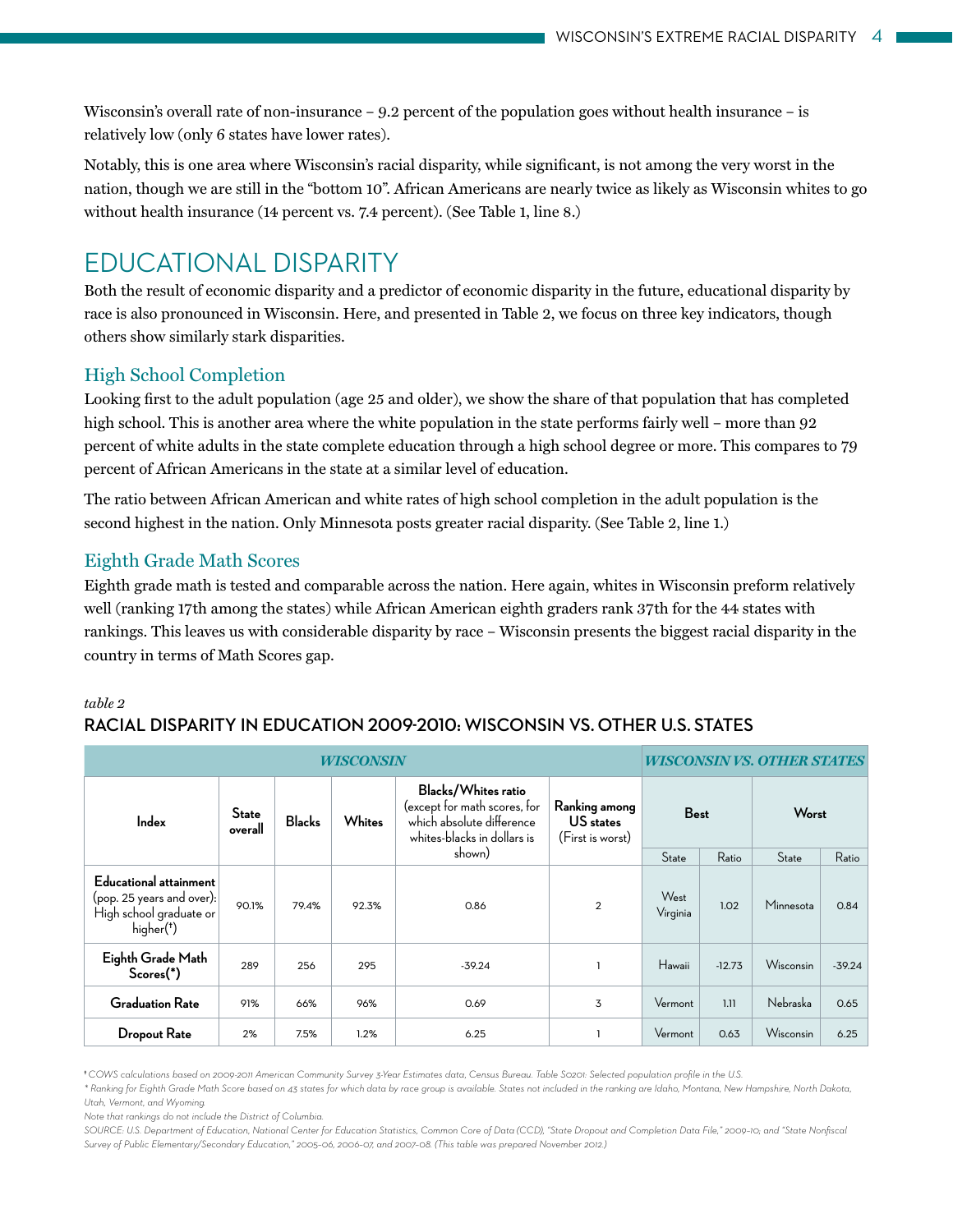Wisconsin's overall rate of non-insurance – 9.2 percent of the population goes without health insurance – is relatively low (only 6 states have lower rates).

Notably, this is one area where Wisconsin's racial disparity, while significant, is not among the very worst in the nation, though we are still in the "bottom 10". African Americans are nearly twice as likely as Wisconsin whites to go without health insurance (14 percent vs. 7.4 percent). (See Table 1, line 8.)

## EDUCATIONAL DISPARITY

Both the result of economic disparity and a predictor of economic disparity in the future, educational disparity by race is also pronounced in Wisconsin. Here, and presented in Table 2, we focus on three key indicators, though others show similarly stark disparities.

### High School Completion

Looking first to the adult population (age 25 and older), we show the share of that population that has completed high school. This is another area where the white population in the state performs fairly well – more than 92 percent of white adults in the state complete education through a high school degree or more. This compares to 79 percent of African Americans in the state at a similar level of education.

The ratio between African American and white rates of high school completion in the adult population is the second highest in the nation. Only Minnesota posts greater racial disparity. (See Table 2, line 1.)

### Eighth Grade Math Scores

Eighth grade math is tested and comparable across the nation. Here again, whites in Wisconsin preform relatively well (ranking 17th among the states) while African American eighth graders rank 37th for the 44 states with rankings. This leaves us with considerable disparity by race – Wisconsin presents the biggest racial disparity in the country in terms of Math Scores gap.

*table 2*

**RACIAL DISPARITY IN EDUCATION 2009-2010: WISCONSIN VS. OTHER U.S. STATES**

| *WISCONSIN* | | | | | | *WISCONSIN VS. OTHER STATES* | | | |
|---|---|---|---|---|---|---|---|---|---|
| **Index** | **State overall** | **Blacks** | **Whites** | **Blacks/Whites ratio** (except for math scores, for which absolute difference whites-blacks in dollars is shown) | **Ranking among US states** (First is worst) | **Best** | | **Worst** | |
| | | | | | | State | Ratio | State | Ratio |
| **Educational attainment** (pop. 25 years and over): High school graduate or higher(†) | 90.1% | 79.4% | 92.3% | 0.86 | 2 | West Virginia | 1.02 | Minnesota | 0.84 |
| **Eighth Grade Math Scores(*)** | 289 | 256 | 295 | -39.24 | 1 | Hawaii | -12.73 | Wisconsin | -39.24 |
| **Graduation Rate** | 91% | 66% | 96% | 0.69 | 3 | Vermont | 1.11 | Nebraska | 0.65 |
| **Dropout Rate** | 2% | 7.5% | 1.2% | 6.25 | 1 | Vermont | 0.63 | Wisconsin | 6.25 |

*† COWS calculations based on 2009-2011 American Community Survey 3-Year Estimates data, Census Bureau. Table S0201: Selected population profile in the U.S.*

*\* Ranking for Eighth Grade Math Score based on 43 states for which data by race group is available. States not included in the ranking are Idaho, Montana, New Hampshire, North Dakota, Utah, Vermont, and Wyoming.*

*Note that rankings do not include the District of Columbia.*

*SOURCE: U.S. Department of Education, National Center for Education Statistics, Common Core of Data (CCD), "State Dropout and Completion Data File," 2009–10; and "State Nonfiscal Survey of Public Elementary/Secondary Education," 2005–06, 2006–07, and 2007–08. (This table was prepared November 2012.)*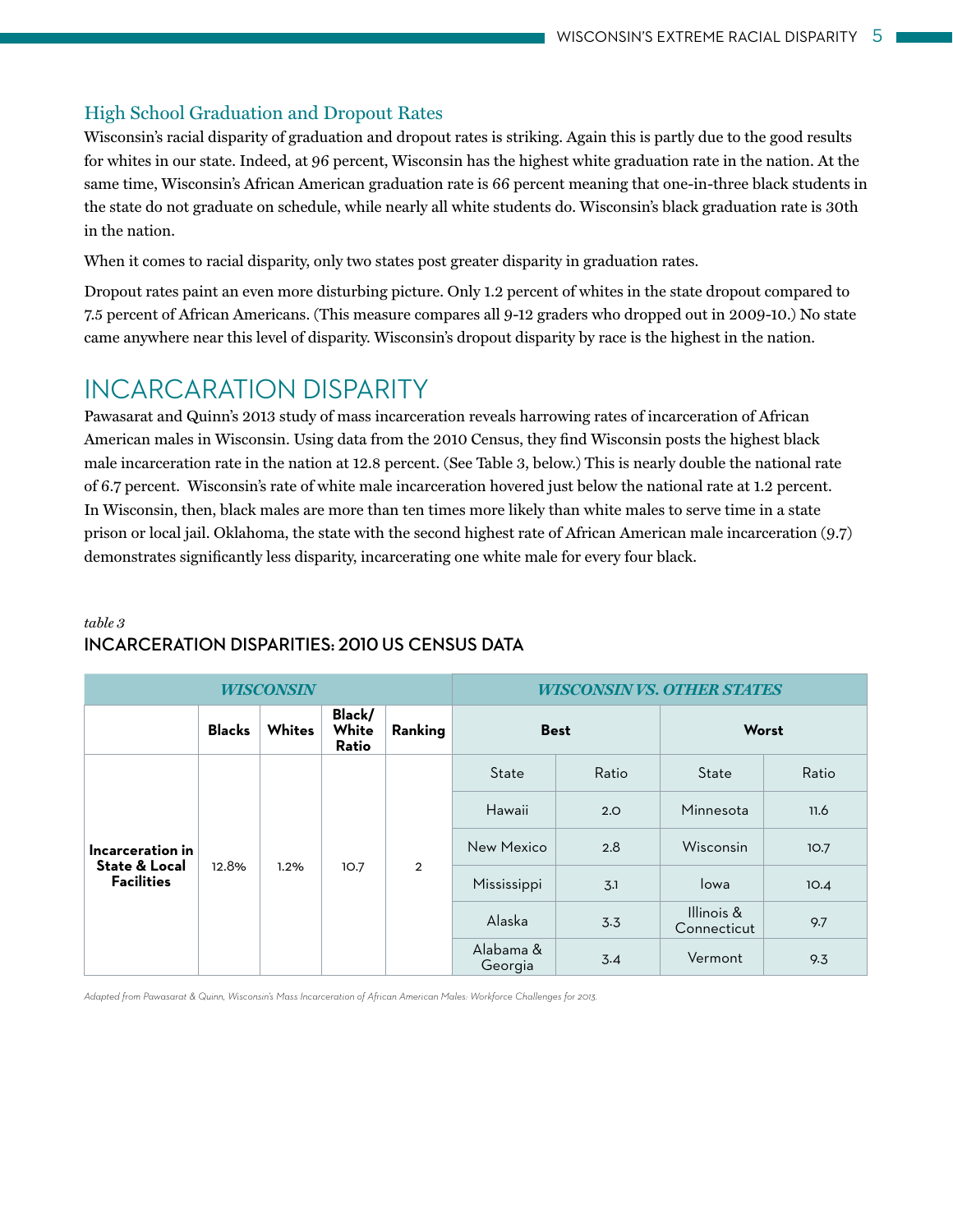### High School Graduation and Dropout Rates

Wisconsin's racial disparity of graduation and dropout rates is striking. Again this is partly due to the good results for whites in our state. Indeed, at 96 percent, Wisconsin has the highest white graduation rate in the nation. At the same time, Wisconsin's African American graduation rate is 66 percent meaning that one-in-three black students in the state do not graduate on schedule, while nearly all white students do. Wisconsin's black graduation rate is 30th in the nation.

When it comes to racial disparity, only two states post greater disparity in graduation rates.

Dropout rates paint an even more disturbing picture. Only 1.2 percent of whites in the state dropout compared to 7.5 percent of African Americans. (This measure compares all 9-12 graders who dropped out in 2009-10.) No state came anywhere near this level of disparity. Wisconsin's dropout disparity by race is the highest in the nation.

## INCARCARATION DISPARITY

Pawasarat and Quinn's 2013 study of mass incarceration reveals harrowing rates of incarceration of African American males in Wisconsin. Using data from the 2010 Census, they find Wisconsin posts the highest black male incarceration rate in the nation at 12.8 percent. (See Table 3, below.) This is nearly double the national rate of 6.7 percent. Wisconsin's rate of white male incarceration hovered just below the national rate at 1.2 percent. In Wisconsin, then, black males are more than ten times more likely than white males to serve time in a state prison or local jail. Oklahoma, the state with the second highest rate of African American male incarceration (9.7) demonstrates significantly less disparity, incarcerating one white male for every four black.

*table 3*

**INCARCERATION DISPARITIES: 2010 US CENSUS DATA**

| *WISCONSIN* | | | | | *WISCONSIN VS. OTHER STATES* | | | |
|---|---|---|---|---|---|---|---|---|
| | **Blacks** | **Whites** | **Black/ White Ratio** | **Ranking** | **Best** | | **Worst** | |
| **Incarceration in State & Local Facilities** | 12.8% | 1.2% | 10.7 | 2 | State | Ratio | State | Ratio |
| | | | | | Hawaii | 2.0 | Minnesota | 11.6 |
| | | | | | New Mexico | 2.8 | Wisconsin | 10.7 |
| | | | | | Mississippi | 3.1 | Iowa | 10.4 |
| | | | | | Alaska | 3.3 | Illinois & Connecticut | 9.7 |
| | | | | | Alabama & Georgia | 3.4 | Vermont | 9.3 |

*Adapted from Pawasarat & Quinn, Wisconsin's Mass Incarceration of African American Males: Workforce Challenges for 2013.*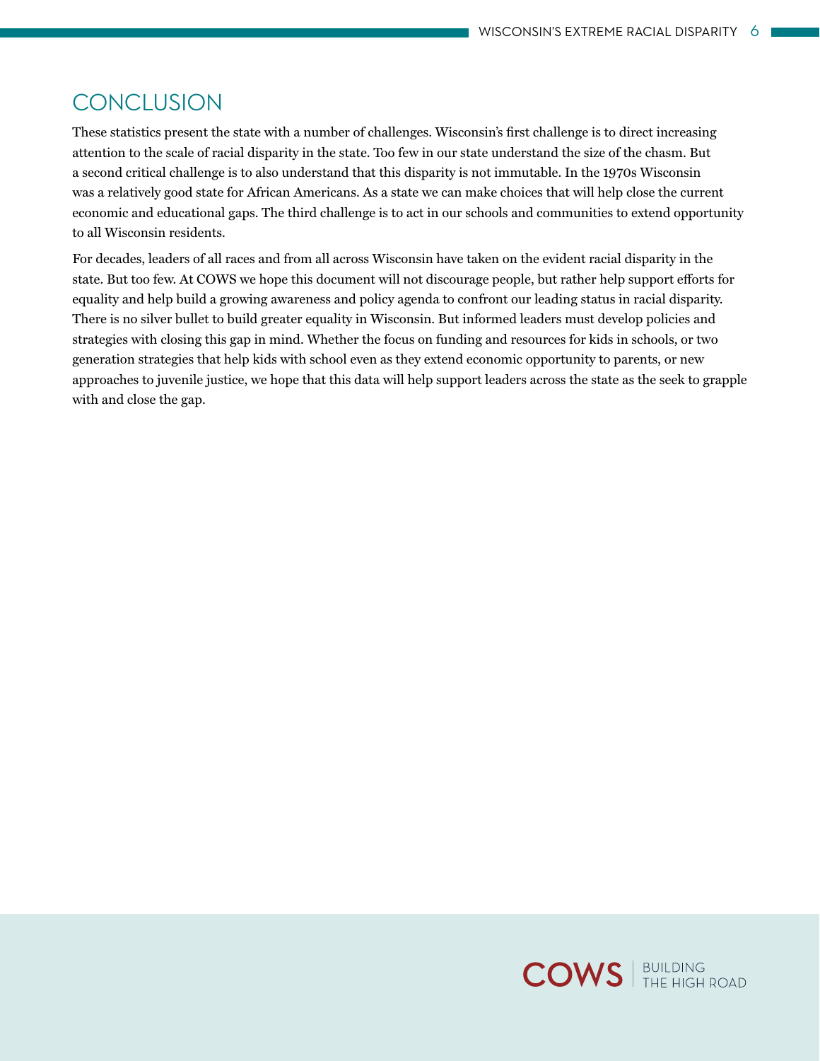## CONCLUSION

These statistics present the state with a number of challenges. Wisconsin's first challenge is to direct increasing attention to the scale of racial disparity in the state. Too few in our state understand the size of the chasm. But a second critical challenge is to also understand that this disparity is not immutable. In the 1970s Wisconsin was a relatively good state for African Americans. As a state we can make choices that will help close the current economic and educational gaps. The third challenge is to act in our schools and communities to extend opportunity to all Wisconsin residents.

For decades, leaders of all races and from all across Wisconsin have taken on the evident racial disparity in the state. But too few. At COWS we hope this document will not discourage people, but rather help support efforts for equality and help build a growing awareness and policy agenda to confront our leading status in racial disparity. There is no silver bullet to build greater equality in Wisconsin. But informed leaders must develop policies and strategies with closing this gap in mind. Whether the focus on funding and resources for kids in schools, or two generation strategies that help kids with school even as they extend economic opportunity to parents, or new approaches to juvenile justice, we hope that this data will help support leaders across the state as the seek to grapple with and close the gap.

COWS | BUILDING THE HIGH ROAD